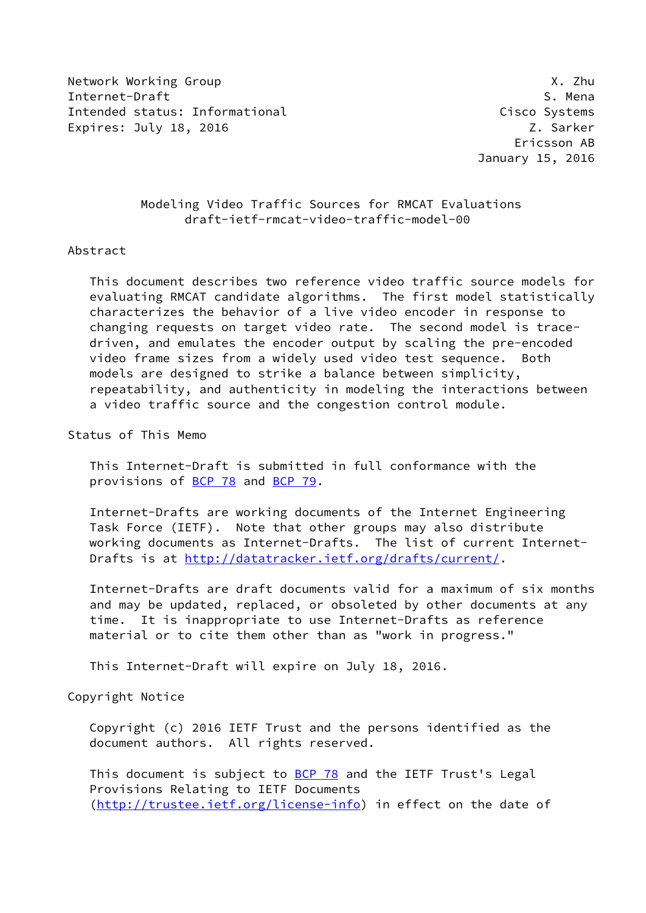Network Working Group X. Zhu
Internet-Draft S. Mena
Intended status: Informational Cisco Systems
Expires: July 18, 2016 Z. Sarker
Ericsson AB
January 15, 2016

# Modeling Video Traffic Sources for RMCAT Evaluations
## draft-ietf-rmcat-video-traffic-model-00

## Abstract

This document describes two reference video traffic source models for evaluating RMCAT candidate algorithms. The first model statistically characterizes the behavior of a live video encoder in response to changing requests on target video rate. The second model is trace-driven, and emulates the encoder output by scaling the pre-encoded video frame sizes from a widely used video test sequence. Both models are designed to strike a balance between simplicity, repeatability, and authenticity in modeling the interactions between a video traffic source and the congestion control module.

## Status of This Memo

This Internet-Draft is submitted in full conformance with the provisions of BCP 78 and BCP 79.

Internet-Drafts are working documents of the Internet Engineering Task Force (IETF). Note that other groups may also distribute working documents as Internet-Drafts. The list of current Internet-Drafts is at http://datatracker.ietf.org/drafts/current/.

Internet-Drafts are draft documents valid for a maximum of six months and may be updated, replaced, or obsoleted by other documents at any time. It is inappropriate to use Internet-Drafts as reference material or to cite them other than as "work in progress."

This Internet-Draft will expire on July 18, 2016.

## Copyright Notice

Copyright (c) 2016 IETF Trust and the persons identified as the document authors. All rights reserved.

This document is subject to BCP 78 and the IETF Trust's Legal Provisions Relating to IETF Documents (http://trustee.ietf.org/license-info) in effect on the date of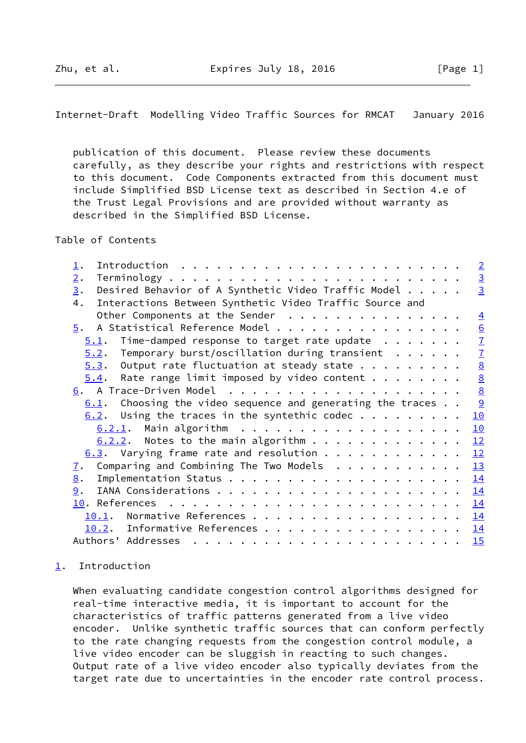publication of this document. Please review these documents carefully, as they describe your rights and restrictions with respect to this document. Code Components extracted from this document must include Simplified BSD License text as described in Section 4.e of the Trust Legal Provisions and are provided without warranty as described in the Simplified BSD License.

Table of Contents

```
   1.  Introduction  . . . . . . . . . . . . . . . . . . . . . . . .   2
   2.  Terminology . . . . . . . . . . . . . . . . . . . . . . . . .   3
   3.  Desired Behavior of A Synthetic Video Traffic Model . . . . .   3
   4.  Interactions Between Synthetic Video Traffic Source and
       Other Components at the Sender  . . . . . . . . . . . . . . .   4
   5.  A Statistical Reference Model . . . . . . . . . . . . . . . .   6
     5.1.  Time-damped response to target rate update  . . . . . . .   7
     5.2.  Temporary burst/oscillation during transient  . . . . . .   7
     5.3.  Output rate fluctuation at steady state . . . . . . . . .   8
     5.4.  Rate range limit imposed by video content . . . . . . . .   8
   6.  A Trace-Driven Model  . . . . . . . . . . . . . . . . . . . .   8
     6.1.  Choosing the video sequence and generating the traces . .   9
     6.2.  Using the traces in the syntethic codec . . . . . . . . .  10
       6.2.1.  Main algorithm  . . . . . . . . . . . . . . . . . . .  10
       6.2.2.  Notes to the main algorithm . . . . . . . . . . . . .  12
     6.3.  Varying frame rate and resolution . . . . . . . . . . . .  12
   7.  Comparing and Combining The Two Models  . . . . . . . . . . .  13
   8.  Implementation Status . . . . . . . . . . . . . . . . . . . .  14
   9.  IANA Considerations . . . . . . . . . . . . . . . . . . . . .  14
   10. References  . . . . . . . . . . . . . . . . . . . . . . . . .  14
     10.1.  Normative References . . . . . . . . . . . . . . . . . .  14
     10.2.  Informative References . . . . . . . . . . . . . . . . .  14
   Authors' Addresses  . . . . . . . . . . . . . . . . . . . . . . .  15
```

## 1. Introduction

When evaluating candidate congestion control algorithms designed for real-time interactive media, it is important to account for the characteristics of traffic patterns generated from a live video encoder. Unlike synthetic traffic sources that can conform perfectly to the rate changing requests from the congestion control module, a live video encoder can be sluggish in reacting to such changes. Output rate of a live video encoder also typically deviates from the target rate due to uncertainties in the encoder rate control process.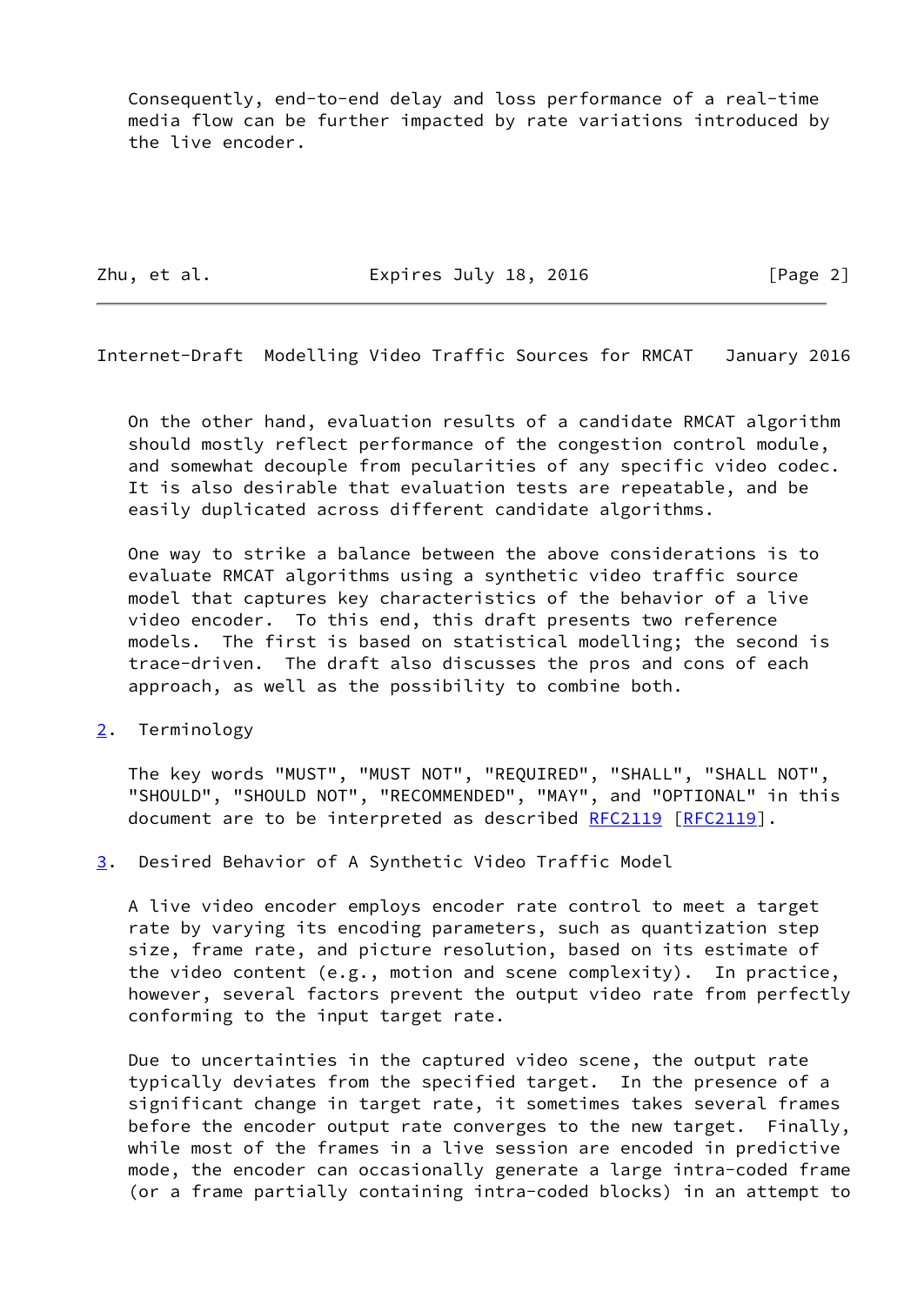Consequently, end-to-end delay and loss performance of a real-time media flow can be further impacted by rate variations introduced by the live encoder.

On the other hand, evaluation results of a candidate RMCAT algorithm should mostly reflect performance of the congestion control module, and somewhat decouple from pecularities of any specific video codec. It is also desirable that evaluation tests are repeatable, and be easily duplicated across different candidate algorithms.

One way to strike a balance between the above considerations is to evaluate RMCAT algorithms using a synthetic video traffic source model that captures key characteristics of the behavior of a live video encoder. To this end, this draft presents two reference models. The first is based on statistical modelling; the second is trace-driven. The draft also discusses the pros and cons of each approach, as well as the possibility to combine both.

## 2. Terminology

The key words "MUST", "MUST NOT", "REQUIRED", "SHALL", "SHALL NOT", "SHOULD", "SHOULD NOT", "RECOMMENDED", "MAY", and "OPTIONAL" in this document are to be interpreted as described RFC2119 [RFC2119].

## 3. Desired Behavior of A Synthetic Video Traffic Model

A live video encoder employs encoder rate control to meet a target rate by varying its encoding parameters, such as quantization step size, frame rate, and picture resolution, based on its estimate of the video content (e.g., motion and scene complexity). In practice, however, several factors prevent the output video rate from perfectly conforming to the input target rate.

Due to uncertainties in the captured video scene, the output rate typically deviates from the specified target. In the presence of a significant change in target rate, it sometimes takes several frames before the encoder output rate converges to the new target. Finally, while most of the frames in a live session are encoded in predictive mode, the encoder can occasionally generate a large intra-coded frame (or a frame partially containing intra-coded blocks) in an attempt to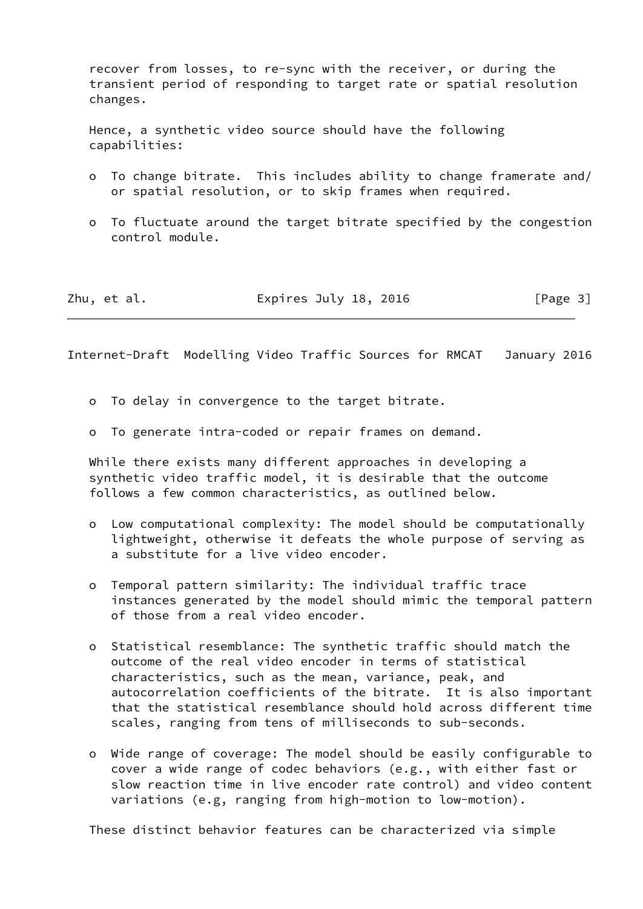recover from losses, to re-sync with the receiver, or during the transient period of responding to target rate or spatial resolution changes.

Hence, a synthetic video source should have the following capabilities:

- To change bitrate. This includes ability to change framerate and/or spatial resolution, or to skip frames when required.
- To fluctuate around the target bitrate specified by the congestion control module.
- To delay in convergence to the target bitrate.
- To generate intra-coded or repair frames on demand.

While there exists many different approaches in developing a synthetic video traffic model, it is desirable that the outcome follows a few common characteristics, as outlined below.

- Low computational complexity: The model should be computationally lightweight, otherwise it defeats the whole purpose of serving as a substitute for a live video encoder.
- Temporal pattern similarity: The individual traffic trace instances generated by the model should mimic the temporal pattern of those from a real video encoder.
- Statistical resemblance: The synthetic traffic should match the outcome of the real video encoder in terms of statistical characteristics, such as the mean, variance, peak, and autocorrelation coefficients of the bitrate. It is also important that the statistical resemblance should hold across different time scales, ranging from tens of milliseconds to sub-seconds.
- Wide range of coverage: The model should be easily configurable to cover a wide range of codec behaviors (e.g., with either fast or slow reaction time in live encoder rate control) and video content variations (e.g, ranging from high-motion to low-motion).

These distinct behavior features can be characterized via simple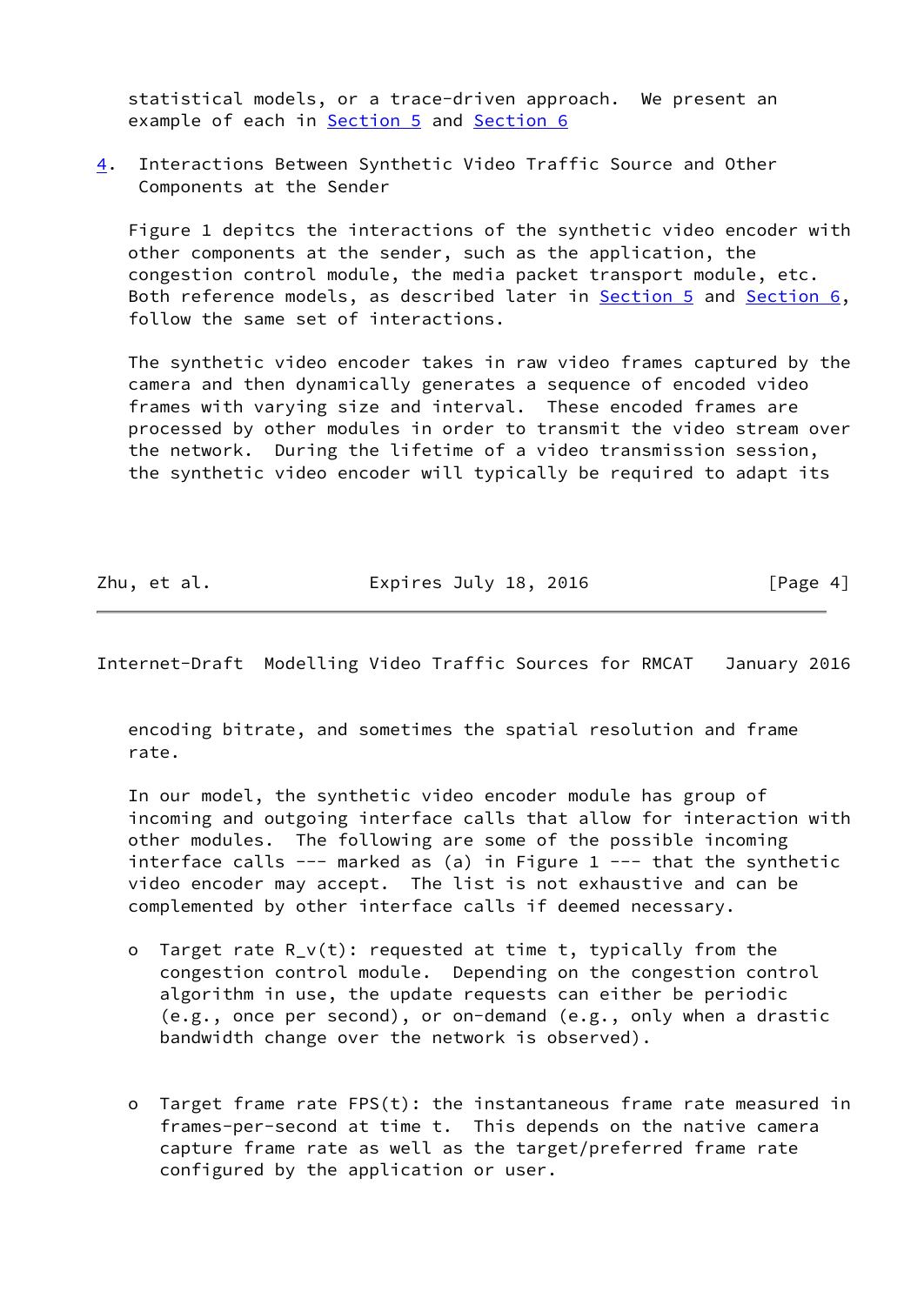statistical models, or a trace-driven approach. We present an example of each in Section 5 and Section 6

## 4. Interactions Between Synthetic Video Traffic Source and Other Components at the Sender

Figure 1 depitcs the interactions of the synthetic video encoder with other components at the sender, such as the application, the congestion control module, the media packet transport module, etc. Both reference models, as described later in Section 5 and Section 6, follow the same set of interactions.

The synthetic video encoder takes in raw video frames captured by the camera and then dynamically generates a sequence of encoded video frames with varying size and interval. These encoded frames are processed by other modules in order to transmit the video stream over the network. During the lifetime of a video transmission session, the synthetic video encoder will typically be required to adapt its encoding bitrate, and sometimes the spatial resolution and frame rate.

In our model, the synthetic video encoder module has group of incoming and outgoing interface calls that allow for interaction with other modules. The following are some of the possible incoming interface calls --- marked as (a) in Figure 1 --- that the synthetic video encoder may accept. The list is not exhaustive and can be complemented by other interface calls if deemed necessary.

- Target rate $R_v(t)$: requested at time t, typically from the congestion control module. Depending on the congestion control algorithm in use, the update requests can either be periodic (e.g., once per second), or on-demand (e.g., only when a drastic bandwidth change over the network is observed).

- Target frame rate $FPS(t)$: the instantaneous frame rate measured in frames-per-second at time t. This depends on the native camera capture frame rate as well as the target/preferred frame rate configured by the application or user.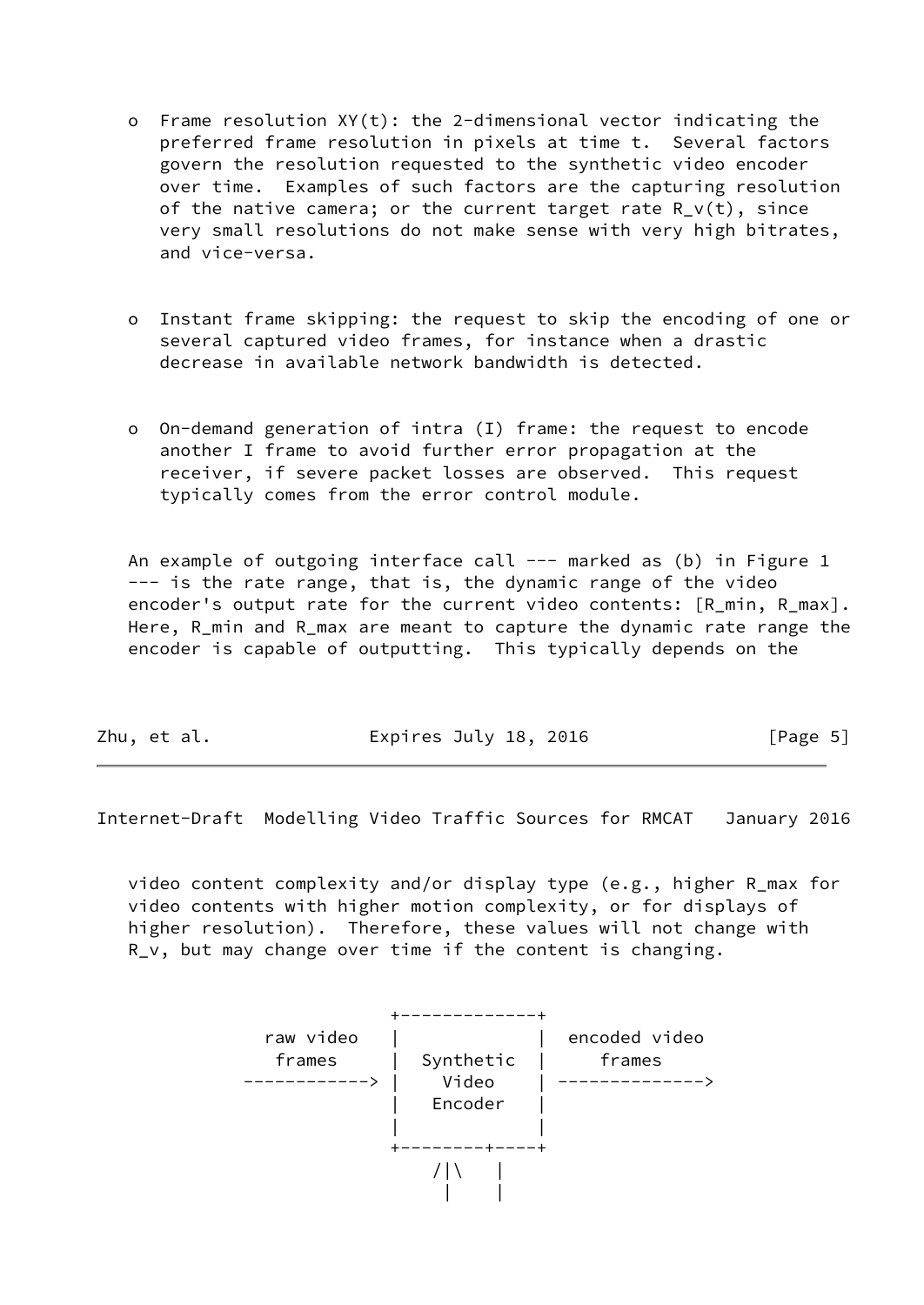- Frame resolution $XY(t)$: the 2-dimensional vector indicating the preferred frame resolution in pixels at time t. Several factors govern the resolution requested to the synthetic video encoder over time. Examples of such factors are the capturing resolution of the native camera; or the current target rate $R_v(t)$, since very small resolutions do not make sense with very high bitrates, and vice-versa.

- Instant frame skipping: the request to skip the encoding of one or several captured video frames, for instance when a drastic decrease in available network bandwidth is detected.

- On-demand generation of intra (I) frame: the request to encode another I frame to avoid further error propagation at the receiver, if severe packet losses are observed. This request typically comes from the error control module.

An example of outgoing interface call --- marked as (b) in Figure 1 --- is the rate range, that is, the dynamic range of the video encoder's output rate for the current video contents: [$R_{min}$, $R_{max}$]. Here, $R_{min}$ and $R_{max}$ are meant to capture the dynamic rate range the encoder is capable of outputting. This typically depends on the video content complexity and/or display type (e.g., higher $R_{max}$ for video contents with higher motion complexity, or for displays of higher resolution). Therefore, these values will not change with $R_v$, but may change over time if the content is changing.

```
                  +-------------+
     raw video    |             |  encoded video
       frames     |  Synthetic  |     frames
   ------------>  |    Video    | -------------->
                  |   Encoder   |
                  |             |
                  +--------+----+
                      /|\    |
                       |     |
```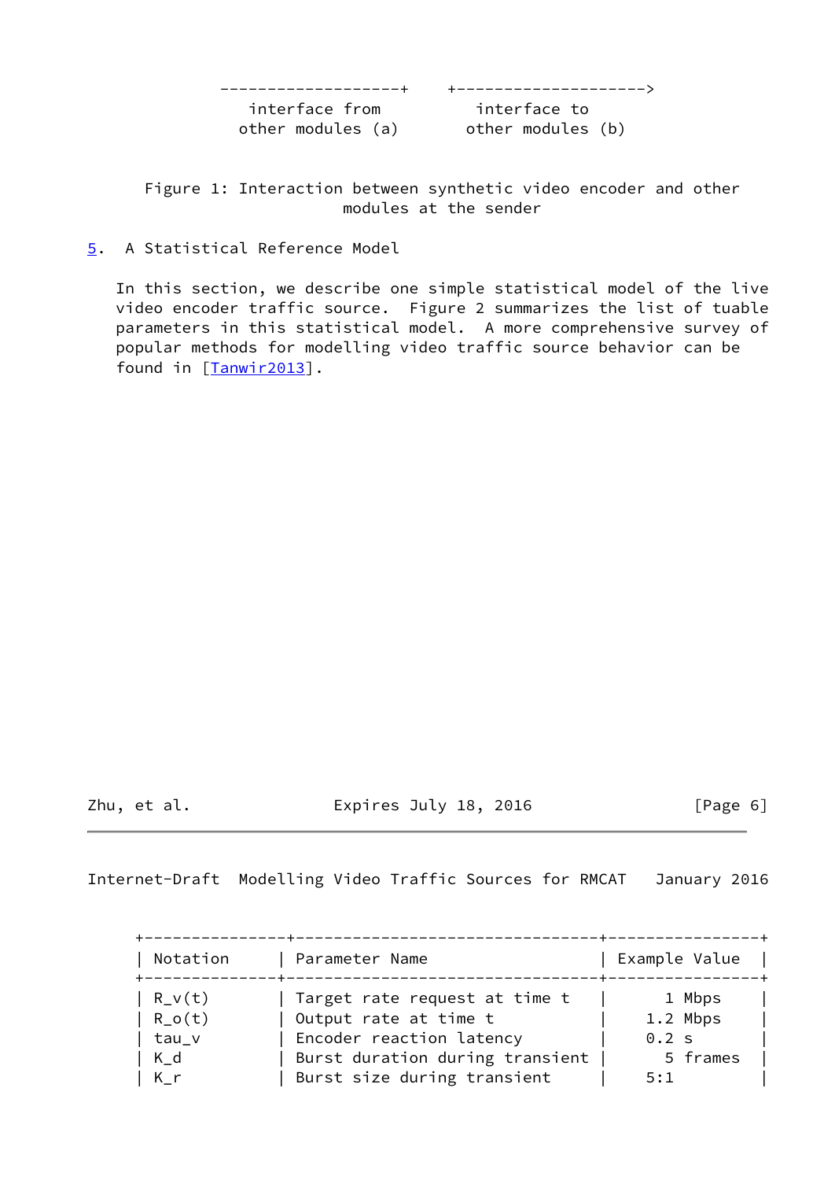```
      -------------------+    +-------------------->
        interface from         interface to
        other modules (a)      other modules (b)
```

Figure 1: Interaction between synthetic video encoder and other modules at the sender

## 5. A Statistical Reference Model

In this section, we describe one simple statistical model of the live video encoder traffic source. Figure 2 summarizes the list of tuable parameters in this statistical model. A more comprehensive survey of popular methods for modelling video traffic source behavior can be found in [Tanwir2013].

| Notation | Parameter Name | Example Value |
| --- | --- | --- |
| $R_v(t)$ | Target rate request at time t | 1 Mbps |
| $R_o(t)$ | Output rate at time t | 1.2 Mbps |
| $\tau_v$ | Encoder reaction latency | 0.2 s |
| $K_d$ | Burst duration during transient | 5 frames |
| $K_r$ | Burst size during transient | 5:1 |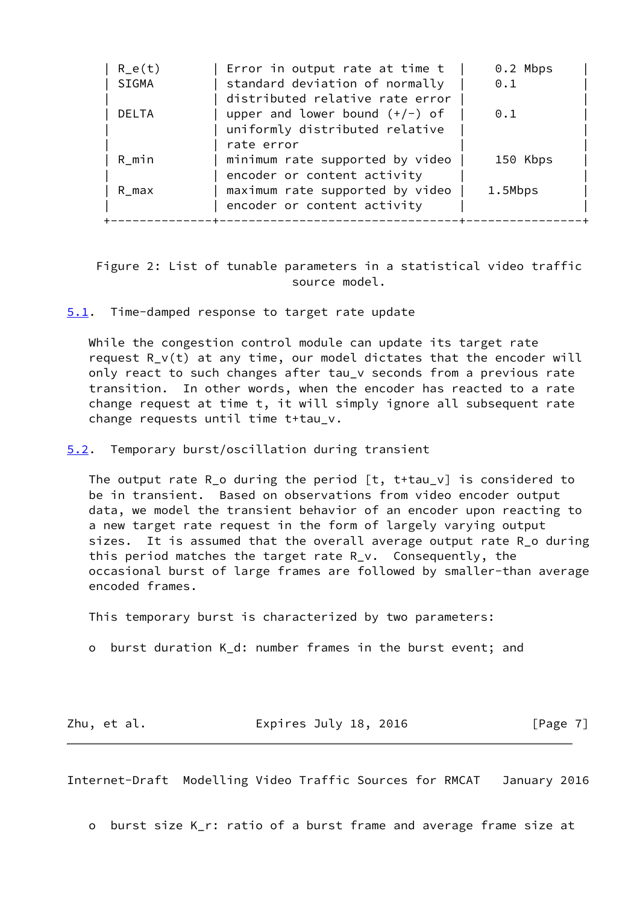| | | |
|---|---|---|
| $R_e(t)$ | Error in output rate at time t | 0.2 Mbps |
| SIGMA | standard deviation of normally distributed relative rate error | 0.1 |
| DELTA | upper and lower bound (+/-) of uniformly distributed relative rate error | 0.1 |
| $R_{min}$ | minimum rate supported by video encoder or content activity | 150 Kbps |
| $R_{max}$ | maximum rate supported by video encoder or content activity | 1.5Mbps |

Figure 2: List of tunable parameters in a statistical video traffic source model.

### 5.1. Time-damped response to target rate update

While the congestion control module can update its target rate request $R_v(t)$ at any time, our model dictates that the encoder will only react to such changes after $tau_v$ seconds from a previous rate transition. In other words, when the encoder has reacted to a rate change request at time t, it will simply ignore all subsequent rate change requests until time $t+tau_v$.

### 5.2. Temporary burst/oscillation during transient

The output rate $R_o$ during the period $[t, t+tau_v]$ is considered to be in transient. Based on observations from video encoder output data, we model the transient behavior of an encoder upon reacting to a new target rate request in the form of largely varying output sizes. It is assumed that the overall average output rate $R_o$ during this period matches the target rate $R_v$. Consequently, the occasional burst of large frames are followed by smaller-than average encoded frames.

This temporary burst is characterized by two parameters:

- burst duration $K_d$: number frames in the burst event; and
- burst size $K_r$: ratio of a burst frame and average frame size at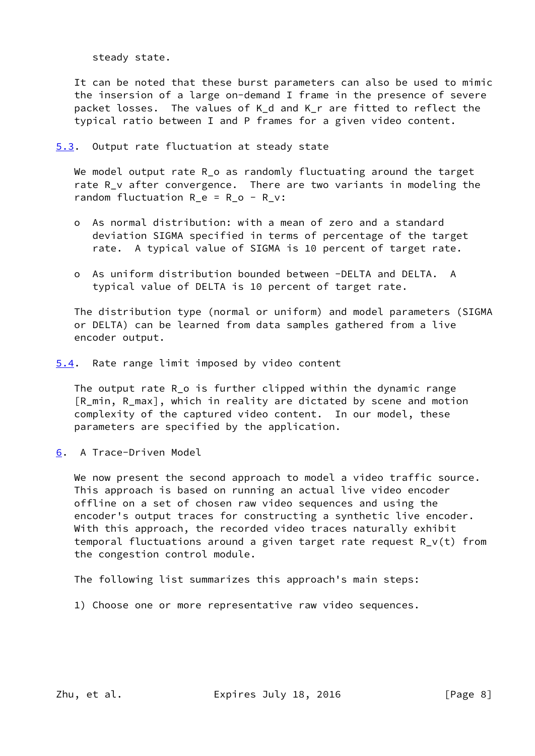steady state.

It can be noted that these burst parameters can also be used to mimic the insersion of a large on-demand I frame in the presence of severe packet losses. The values of $K_d$ and $K_r$ are fitted to reflect the typical ratio between I and P frames for a given video content.

### 5.3. Output rate fluctuation at steady state

We model output rate $R_o$ as randomly fluctuating around the target rate $R_v$ after convergence. There are two variants in modeling the random fluctuation $R_e = R_o - R_v$:

- As normal distribution: with a mean of zero and a standard deviation SIGMA specified in terms of percentage of the target rate. A typical value of SIGMA is 10 percent of target rate.
- As uniform distribution bounded between -DELTA and DELTA. A typical value of DELTA is 10 percent of target rate.

The distribution type (normal or uniform) and model parameters (SIGMA or DELTA) can be learned from data samples gathered from a live encoder output.

### 5.4. Rate range limit imposed by video content

The output rate $R_o$ is further clipped within the dynamic range [$R_{min}$, $R_{max}$], which in reality are dictated by scene and motion complexity of the captured video content. In our model, these parameters are specified by the application.

## 6. A Trace-Driven Model

We now present the second approach to model a video traffic source. This approach is based on running an actual live video encoder offline on a set of chosen raw video sequences and using the encoder's output traces for constructing a synthetic live encoder. With this approach, the recorded video traces naturally exhibit temporal fluctuations around a given target rate request $R_v(t)$ from the congestion control module.

The following list summarizes this approach's main steps:

1) Choose one or more representative raw video sequences.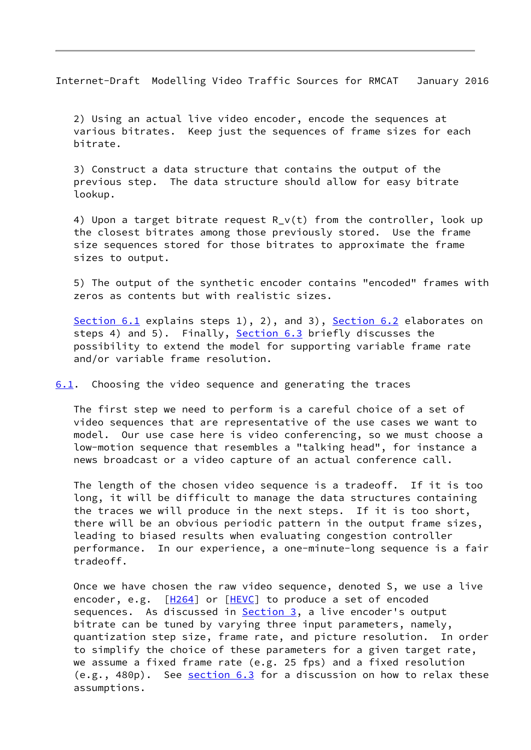2) Using an actual live video encoder, encode the sequences at various bitrates. Keep just the sequences of frame sizes for each bitrate.

3) Construct a data structure that contains the output of the previous step. The data structure should allow for easy bitrate lookup.

4) Upon a target bitrate request $R_v(t)$ from the controller, look up the closest bitrates among those previously stored. Use the frame size sequences stored for those bitrates to approximate the frame sizes to output.

5) The output of the synthetic encoder contains "encoded" frames with zeros as contents but with realistic sizes.

Section 6.1 explains steps 1), 2), and 3), Section 6.2 elaborates on steps 4) and 5). Finally, Section 6.3 briefly discusses the possibility to extend the model for supporting variable frame rate and/or variable frame resolution.

## 6.1. Choosing the video sequence and generating the traces

The first step we need to perform is a careful choice of a set of video sequences that are representative of the use cases we want to model. Our use case here is video conferencing, so we must choose a low-motion sequence that resembles a "talking head", for instance a news broadcast or a video capture of an actual conference call.

The length of the chosen video sequence is a tradeoff. If it is too long, it will be difficult to manage the data structures containing the traces we will produce in the next steps. If it is too short, there will be an obvious periodic pattern in the output frame sizes, leading to biased results when evaluating congestion controller performance. In our experience, a one-minute-long sequence is a fair tradeoff.

Once we have chosen the raw video sequence, denoted S, we use a live encoder, e.g. [H264] or [HEVC] to produce a set of encoded sequences. As discussed in Section 3, a live encoder's output bitrate can be tuned by varying three input parameters, namely, quantization step size, frame rate, and picture resolution. In order to simplify the choice of these parameters for a given target rate, we assume a fixed frame rate (e.g. 25 fps) and a fixed resolution (e.g., 480p). See section 6.3 for a discussion on how to relax these assumptions.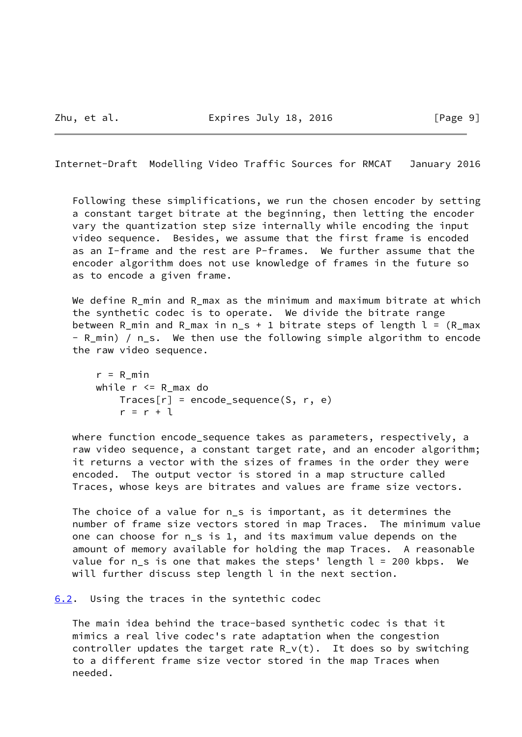Following these simplifications, we run the chosen encoder by setting a constant target bitrate at the beginning, then letting the encoder vary the quantization step size internally while encoding the input video sequence. Besides, we assume that the first frame is encoded as an I-frame and the rest are P-frames. We further assume that the encoder algorithm does not use knowledge of frames in the future so as to encode a given frame.

We define $R_{min}$ and $R_{max}$ as the minimum and maximum bitrate at which the synthetic codec is to operate. We divide the bitrate range between $R_{min}$ and $R_{max}$ in $n_s + 1$ bitrate steps of length $l = (R_{max} - R_{min}) / n_s$. We then use the following simple algorithm to encode the raw video sequence.

```
r = R_min
while r <= R_max do
    Traces[r] = encode_sequence(S, r, e)
    r = r + l
```

where function encode_sequence takes as parameters, respectively, a raw video sequence, a constant target rate, and an encoder algorithm; it returns a vector with the sizes of frames in the order they were encoded. The output vector is stored in a map structure called Traces, whose keys are bitrates and values are frame size vectors.

The choice of a value for $n_s$ is important, as it determines the number of frame size vectors stored in map Traces. The minimum value one can choose for $n_s$ is 1, and its maximum value depends on the amount of memory available for holding the map Traces. A reasonable value for $n_s$ is one that makes the steps' length $l$ = 200 kbps. We will further discuss step length $l$ in the next section.

### 6.2. Using the traces in the syntethic codec

The main idea behind the trace-based synthetic codec is that it mimics a real live codec's rate adaptation when the congestion controller updates the target rate $R_v(t)$. It does so by switching to a different frame size vector stored in the map Traces when needed.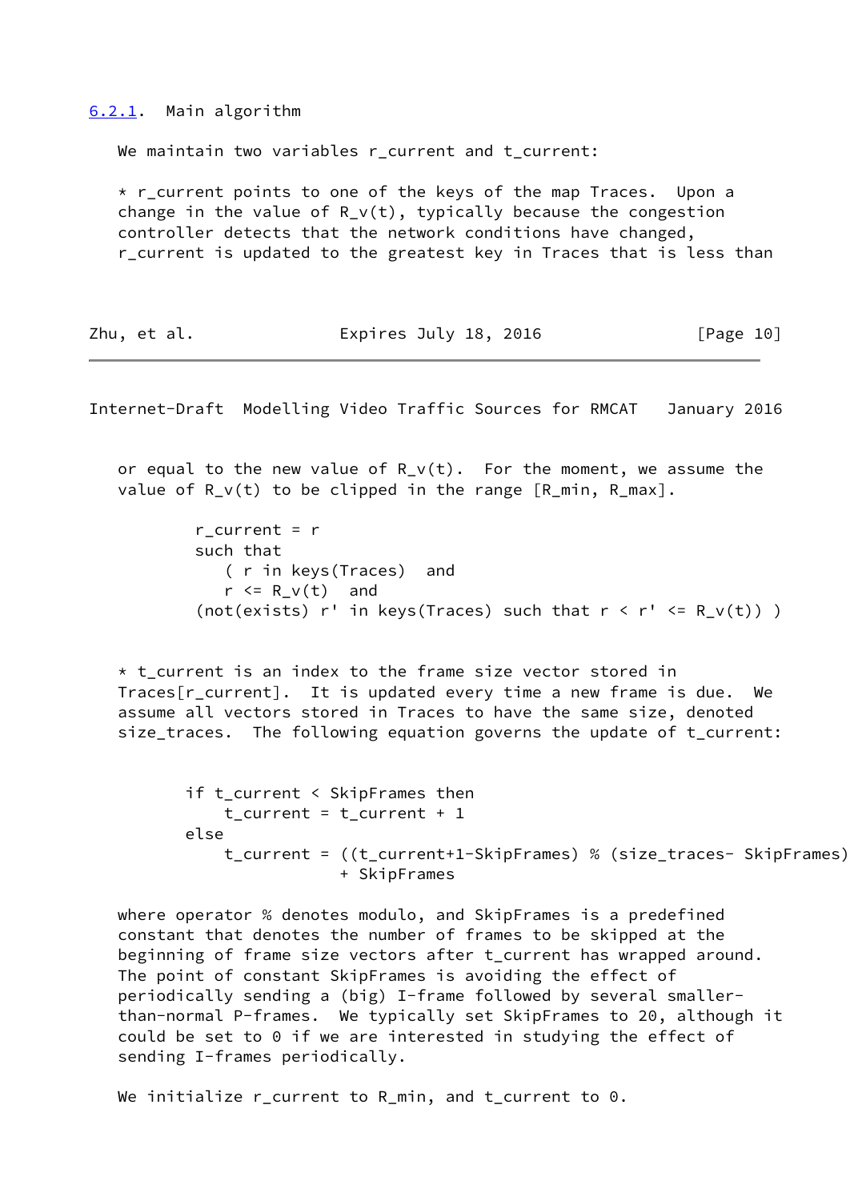#### 6.2.1. Main algorithm

We maintain two variables r_current and t_current:

* r_current points to one of the keys of the map Traces. Upon a change in the value of $R_v(t)$, typically because the congestion controller detects that the network conditions have changed, r_current is updated to the greatest key in Traces that is less than or equal to the new value of $R_v(t)$. For the moment, we assume the value of $R_v(t)$ to be clipped in the range $[R_{min}, R_{max}]$.

```
r_current = r
such that
   ( r in keys(Traces)  and
   r <= R_v(t)  and
(not(exists) r' in keys(Traces) such that r < r' <= R_v(t)) )
```

* t_current is an index to the frame size vector stored in Traces[r_current]. It is updated every time a new frame is due. We assume all vectors stored in Traces to have the same size, denoted size_traces. The following equation governs the update of t_current:

```
if t_current < SkipFrames then
    t_current = t_current + 1
else
    t_current = ((t_current+1-SkipFrames) % (size_traces- SkipFrames))
                  + SkipFrames
```

where operator % denotes modulo, and SkipFrames is a predefined constant that denotes the number of frames to be skipped at the beginning of frame size vectors after t_current has wrapped around. The point of constant SkipFrames is avoiding the effect of periodically sending a (big) I-frame followed by several smaller-than-normal P-frames. We typically set SkipFrames to 20, although it could be set to 0 if we are interested in studying the effect of sending I-frames periodically.

We initialize r_current to $R_{min}$, and t_current to 0.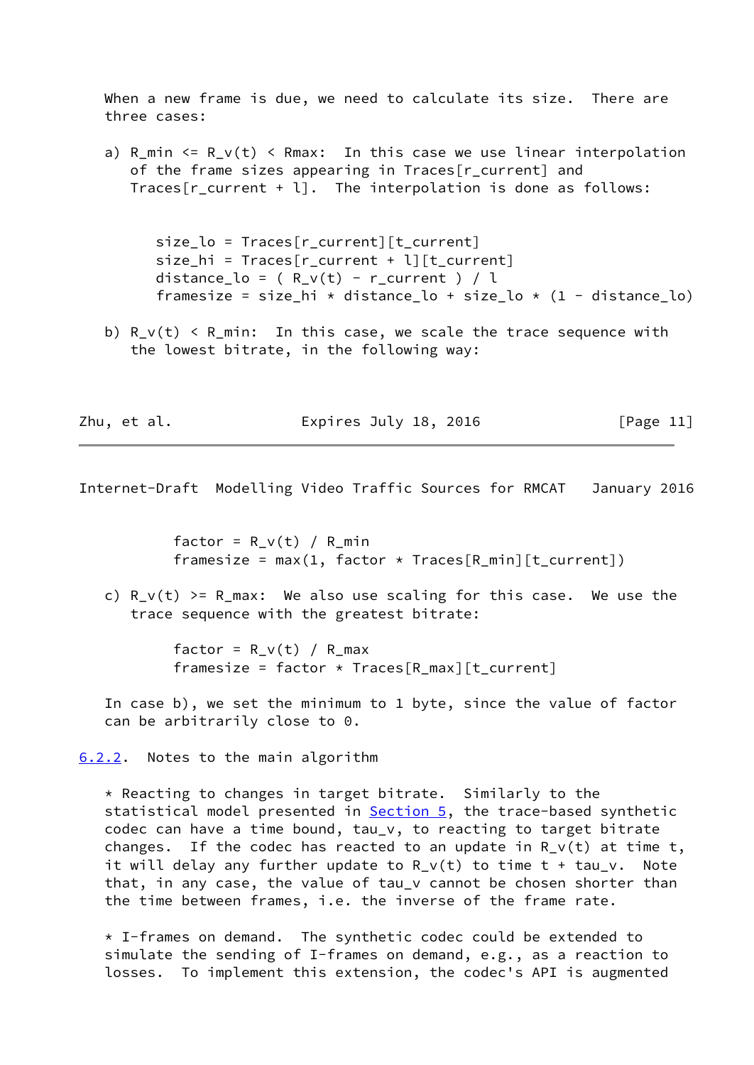When a new frame is due, we need to calculate its size. There are three cases:

a) R_min <= R_v(t) < Rmax: In this case we use linear interpolation of the frame sizes appearing in Traces[r_current] and Traces[r_current + l]. The interpolation is done as follows:

```
size_lo = Traces[r_current][t_current]
size_hi = Traces[r_current + l][t_current]
distance_lo = ( R_v(t) - r_current ) / l
framesize = size_hi * distance_lo + size_lo * (1 - distance_lo)
```

b) R_v(t) < R_min: In this case, we scale the trace sequence with the lowest bitrate, in the following way:

```
factor = R_v(t) / R_min
framesize = max(1, factor * Traces[R_min][t_current])
```

c) R_v(t) >= R_max: We also use scaling for this case. We use the trace sequence with the greatest bitrate:

```
factor = R_v(t) / R_max
framesize = factor * Traces[R_max][t_current]
```

In case b), we set the minimum to 1 byte, since the value of factor can be arbitrarily close to 0.

### 6.2.2. Notes to the main algorithm

* Reacting to changes in target bitrate. Similarly to the statistical model presented in Section 5, the trace-based synthetic codec can have a time bound, tau_v, to reacting to target bitrate changes. If the codec has reacted to an update in R_v(t) at time t, it will delay any further update to R_v(t) to time t + tau_v. Note that, in any case, the value of tau_v cannot be chosen shorter than the time between frames, i.e. the inverse of the frame rate.

* I-frames on demand. The synthetic codec could be extended to simulate the sending of I-frames on demand, e.g., as a reaction to losses. To implement this extension, the codec's API is augmented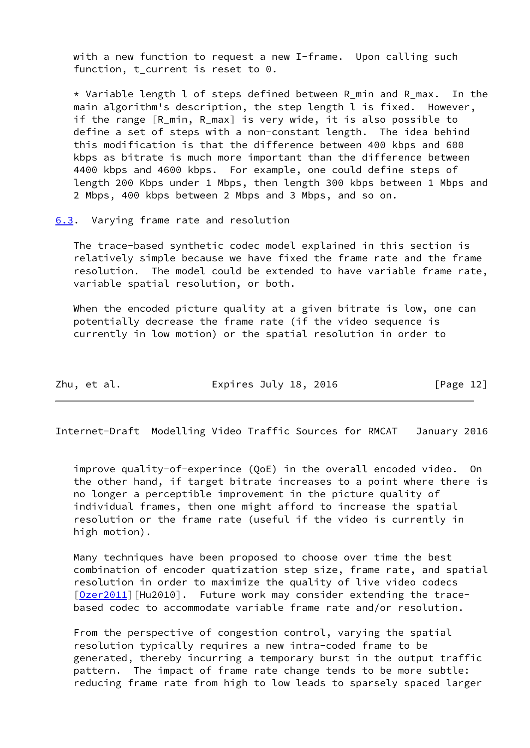with a new function to request a new I-frame. Upon calling such function, $t_{current}$ is reset to 0.

* Variable length $l$ of steps defined between $R_{min}$ and $R_{max}$. In the main algorithm's description, the step length $l$ is fixed. However, if the range $[R_{min}, R_{max}]$ is very wide, it is also possible to define a set of steps with a non-constant length. The idea behind this modification is that the difference between 400 kbps and 600 kbps as bitrate is much more important than the difference between 4400 kbps and 4600 kbps. For example, one could define steps of length 200 Kbps under 1 Mbps, then length 300 kbps between 1 Mbps and 2 Mbps, 400 kbps between 2 Mbps and 3 Mbps, and so on.

### 6.3. Varying frame rate and resolution

The trace-based synthetic codec model explained in this section is relatively simple because we have fixed the frame rate and the frame resolution. The model could be extended to have variable frame rate, variable spatial resolution, or both.

When the encoded picture quality at a given bitrate is low, one can potentially decrease the frame rate (if the video sequence is currently in low motion) or the spatial resolution in order to improve quality-of-experince (QoE) in the overall encoded video. On the other hand, if target bitrate increases to a point where there is no longer a perceptible improvement in the picture quality of individual frames, then one might afford to increase the spatial resolution or the frame rate (useful if the video is currently in high motion).

Many techniques have been proposed to choose over time the best combination of encoder quatization step size, frame rate, and spatial resolution in order to maximize the quality of live video codecs [Ozer2011][Hu2010]. Future work may consider extending the trace-based codec to accommodate variable frame rate and/or resolution.

From the perspective of congestion control, varying the spatial resolution typically requires a new intra-coded frame to be generated, thereby incurring a temporary burst in the output traffic pattern. The impact of frame rate change tends to be more subtle: reducing frame rate from high to low leads to sparsely spaced larger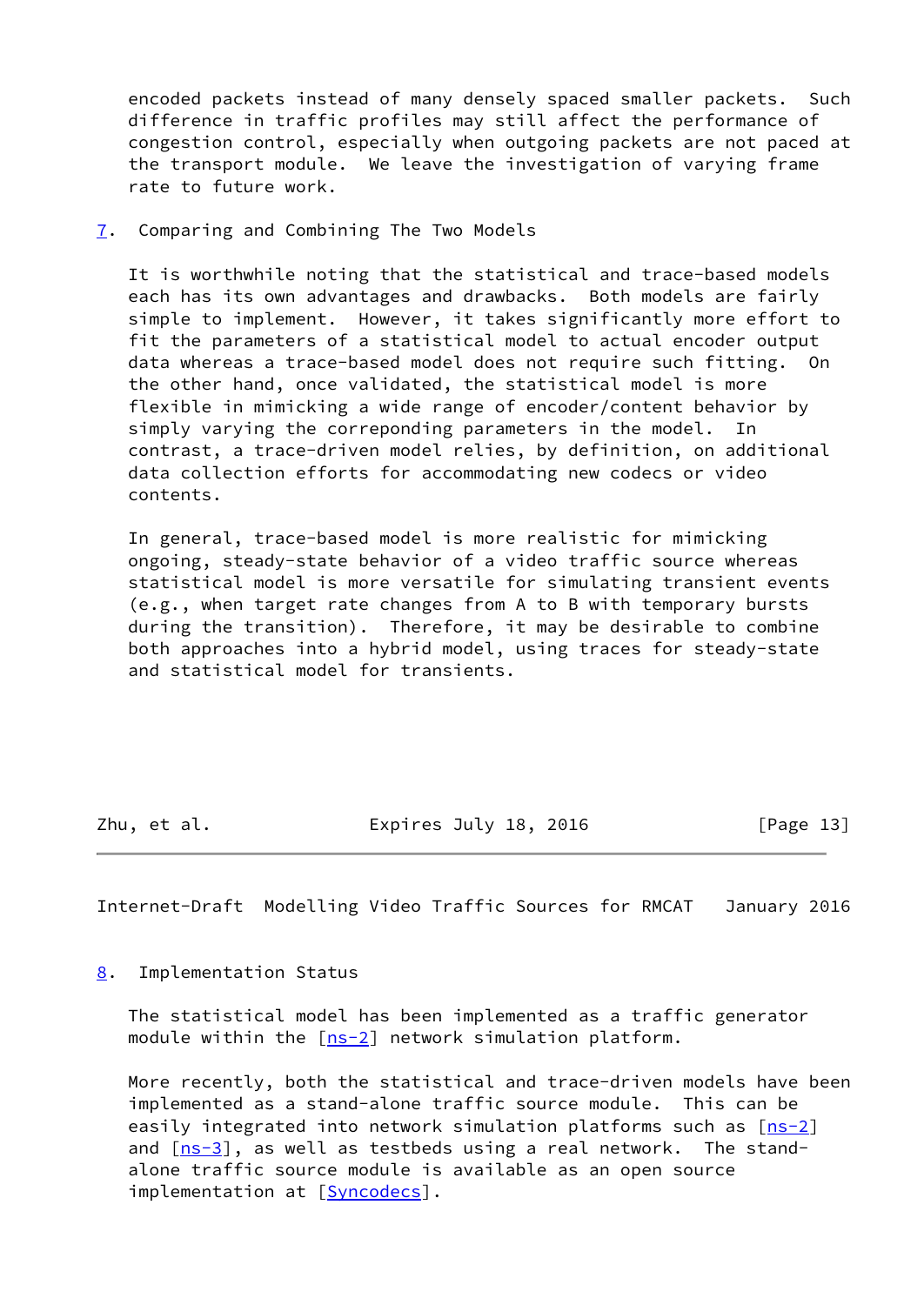encoded packets instead of many densely spaced smaller packets. Such difference in traffic profiles may still affect the performance of congestion control, especially when outgoing packets are not paced at the transport module. We leave the investigation of varying frame rate to future work.

## 7. Comparing and Combining The Two Models

It is worthwhile noting that the statistical and trace-based models each has its own advantages and drawbacks. Both models are fairly simple to implement. However, it takes significantly more effort to fit the parameters of a statistical model to actual encoder output data whereas a trace-based model does not require such fitting. On the other hand, once validated, the statistical model is more flexible in mimicking a wide range of encoder/content behavior by simply varying the correponding parameters in the model. In contrast, a trace-driven model relies, by definition, on additional data collection efforts for accommodating new codecs or video contents.

In general, trace-based model is more realistic for mimicking ongoing, steady-state behavior of a video traffic source whereas statistical model is more versatile for simulating transient events (e.g., when target rate changes from A to B with temporary bursts during the transition). Therefore, it may be desirable to combine both approaches into a hybrid model, using traces for steady-state and statistical model for transients.

## 8. Implementation Status

The statistical model has been implemented as a traffic generator module within the [ns-2] network simulation platform.

More recently, both the statistical and trace-driven models have been implemented as a stand-alone traffic source module. This can be easily integrated into network simulation platforms such as [ns-2] and [ns-3], as well as testbeds using a real network. The stand-alone traffic source module is available as an open source implementation at [Syncodecs].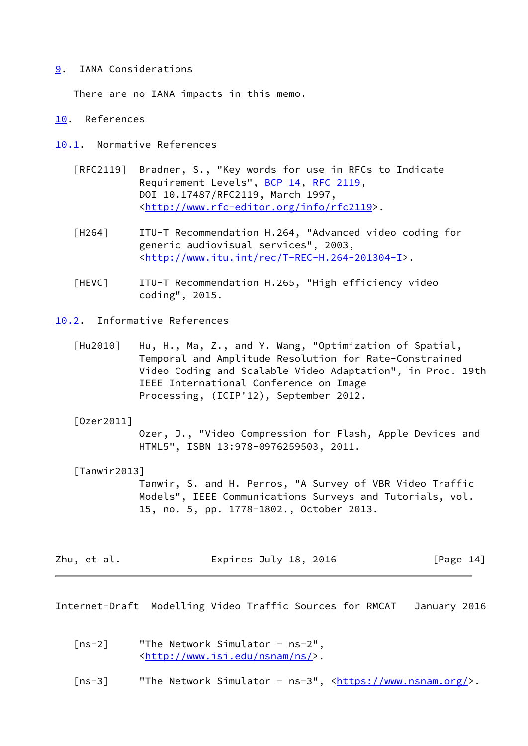## 9. IANA Considerations

There are no IANA impacts in this memo.

## 10. References

### 10.1. Normative References

[RFC2119] Bradner, S., "Key words for use in RFCs to Indicate Requirement Levels", BCP 14, RFC 2119, DOI 10.17487/RFC2119, March 1997, <http://www.rfc-editor.org/info/rfc2119>.

[H264] ITU-T Recommendation H.264, "Advanced video coding for generic audiovisual services", 2003, <http://www.itu.int/rec/T-REC-H.264-201304-I>.

[HEVC] ITU-T Recommendation H.265, "High efficiency video coding", 2015.

### 10.2. Informative References

[Hu2010] Hu, H., Ma, Z., and Y. Wang, "Optimization of Spatial, Temporal and Amplitude Resolution for Rate-Constrained Video Coding and Scalable Video Adaptation", in Proc. 19th IEEE International Conference on Image Processing, (ICIP'12), September 2012.

[Ozer2011] Ozer, J., "Video Compression for Flash, Apple Devices and HTML5", ISBN 13:978-0976259503, 2011.

[Tanwir2013] Tanwir, S. and H. Perros, "A Survey of VBR Video Traffic Models", IEEE Communications Surveys and Tutorials, vol. 15, no. 5, pp. 1778-1802., October 2013.

[ns-2] "The Network Simulator - ns-2", <http://www.isi.edu/nsnam/ns/>.

[ns-3] "The Network Simulator - ns-3", <https://www.nsnam.org/>.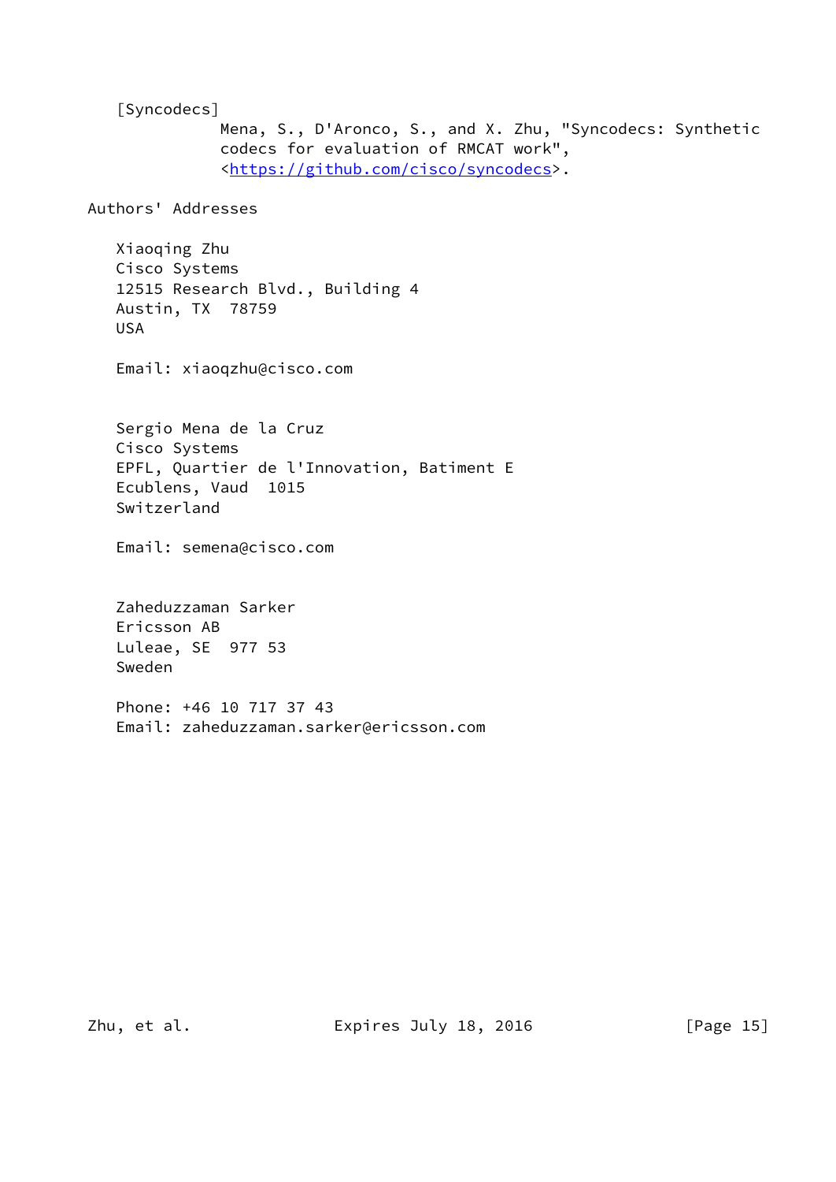[Syncodecs]
Mena, S., D'Aronco, S., and X. Zhu, "Syncodecs: Synthetic codecs for evaluation of RMCAT work", <https://github.com/cisco/syncodecs>.

## Authors' Addresses

Xiaoqing Zhu
Cisco Systems
12515 Research Blvd., Building 4
Austin, TX  78759
USA

Email: xiaoqzhu@cisco.com

Sergio Mena de la Cruz
Cisco Systems
EPFL, Quartier de l'Innovation, Batiment E
Ecublens, Vaud  1015
Switzerland

Email: semena@cisco.com

Zaheduzzaman Sarker
Ericsson AB
Luleae, SE  977 53
Sweden

Phone: +46 10 717 37 43
Email: zaheduzzaman.sarker@ericsson.com